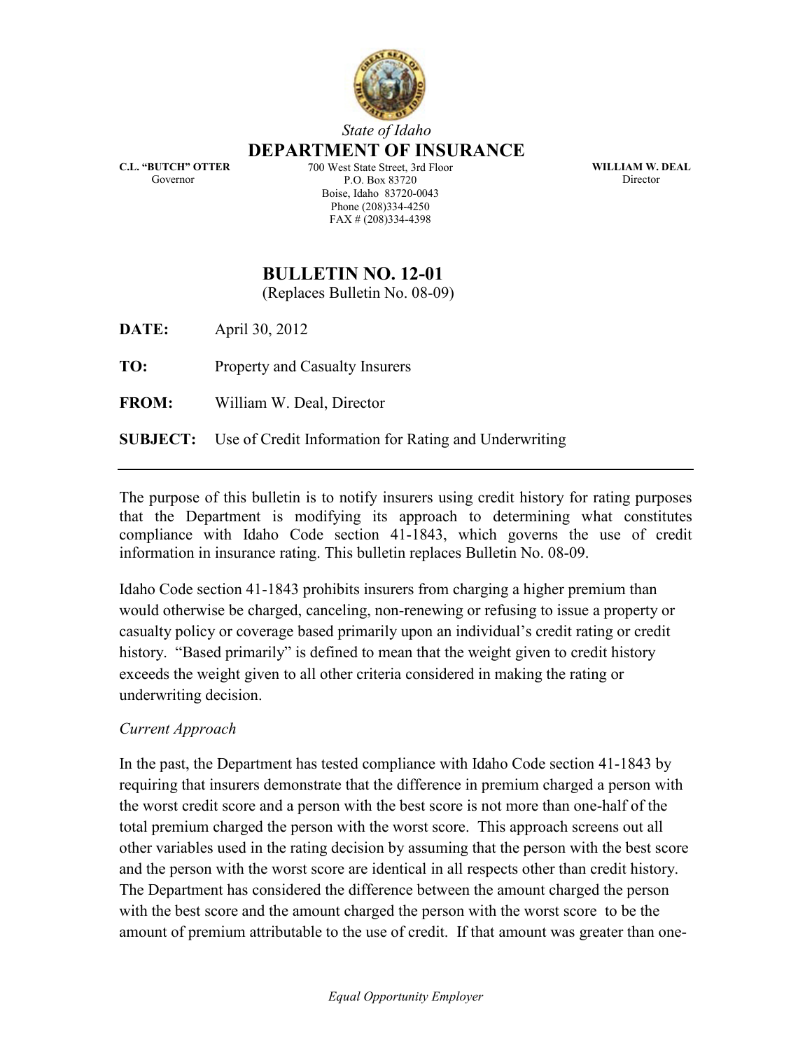State of Idaho

# DEPARTMENT OF INSURANCE

**C.L. "BUTCH" OTTER**
Governor

700 West State Street, 3rd Floor
P.O. Box 83720
Boise, Idaho 83720-0043
Phone (208)334-4250
FAX # (208)334-4398

**WILLIAM W. DEAL**
Director

## BULLETIN NO. 12-01

(Replaces Bulletin No. 08-09)

**DATE:** April 30, 2012

**TO:** Property and Casualty Insurers

**FROM:** William W. Deal, Director

**SUBJECT:** Use of Credit Information for Rating and Underwriting

---

The purpose of this bulletin is to notify insurers using credit history for rating purposes that the Department is modifying its approach to determining what constitutes compliance with Idaho Code section 41-1843, which governs the use of credit information in insurance rating. This bulletin replaces Bulletin No. 08-09.

Idaho Code section 41-1843 prohibits insurers from charging a higher premium than would otherwise be charged, canceling, non-renewing or refusing to issue a property or casualty policy or coverage based primarily upon an individual's credit rating or credit history. "Based primarily" is defined to mean that the weight given to credit history exceeds the weight given to all other criteria considered in making the rating or underwriting decision.

*Current Approach*

In the past, the Department has tested compliance with Idaho Code section 41-1843 by requiring that insurers demonstrate that the difference in premium charged a person with the worst credit score and a person with the best score is not more than one-half of the total premium charged the person with the worst score. This approach screens out all other variables used in the rating decision by assuming that the person with the best score and the person with the worst score are identical in all respects other than credit history. The Department has considered the difference between the amount charged the person with the best score and the amount charged the person with the worst score to be the amount of premium attributable to the use of credit. If that amount was greater than one-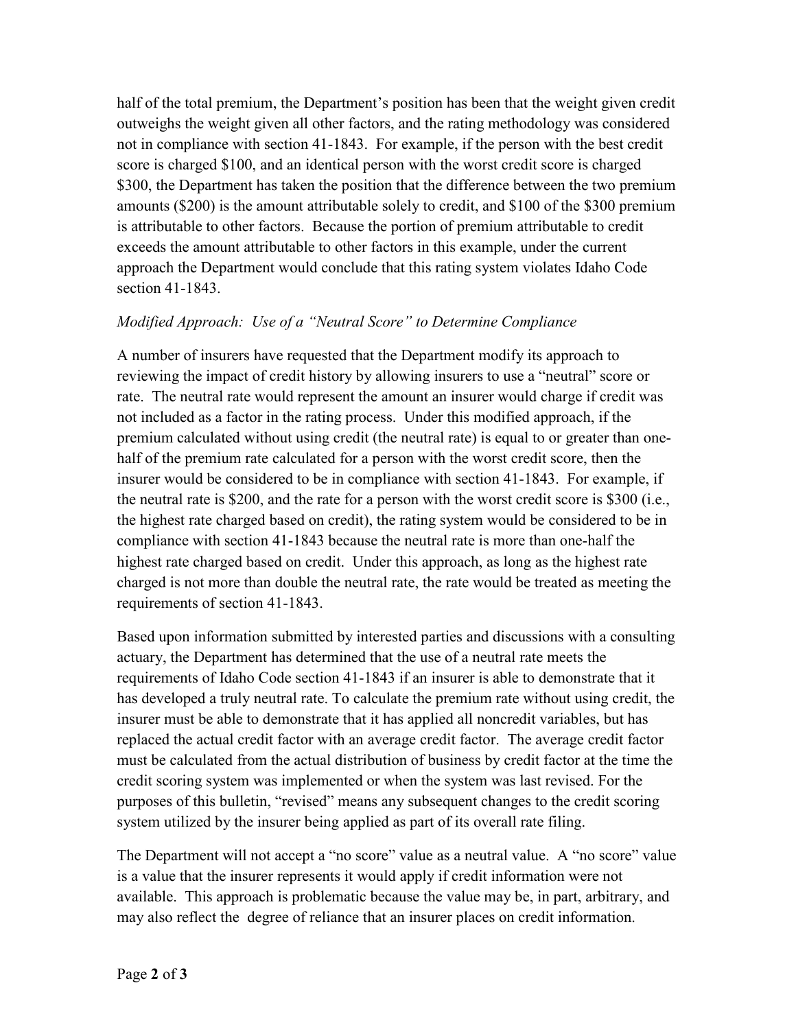half of the total premium, the Department's position has been that the weight given credit outweighs the weight given all other factors, and the rating methodology was considered not in compliance with section 41-1843. For example, if the person with the best credit score is charged $100, and an identical person with the worst credit score is charged $300, the Department has taken the position that the difference between the two premium amounts ($200) is the amount attributable solely to credit, and $100 of the $300 premium is attributable to other factors. Because the portion of premium attributable to credit exceeds the amount attributable to other factors in this example, under the current approach the Department would conclude that this rating system violates Idaho Code section 41-1843.

*Modified Approach: Use of a "Neutral Score" to Determine Compliance*

A number of insurers have requested that the Department modify its approach to reviewing the impact of credit history by allowing insurers to use a "neutral" score or rate. The neutral rate would represent the amount an insurer would charge if credit was not included as a factor in the rating process. Under this modified approach, if the premium calculated without using credit (the neutral rate) is equal to or greater than one-half of the premium rate calculated for a person with the worst credit score, then the insurer would be considered to be in compliance with section 41-1843. For example, if the neutral rate is $200, and the rate for a person with the worst credit score is $300 (i.e., the highest rate charged based on credit), the rating system would be considered to be in compliance with section 41-1843 because the neutral rate is more than one-half the highest rate charged based on credit. Under this approach, as long as the highest rate charged is not more than double the neutral rate, the rate would be treated as meeting the requirements of section 41-1843.

Based upon information submitted by interested parties and discussions with a consulting actuary, the Department has determined that the use of a neutral rate meets the requirements of Idaho Code section 41-1843 if an insurer is able to demonstrate that it has developed a truly neutral rate. To calculate the premium rate without using credit, the insurer must be able to demonstrate that it has applied all noncredit variables, but has replaced the actual credit factor with an average credit factor. The average credit factor must be calculated from the actual distribution of business by credit factor at the time the credit scoring system was implemented or when the system was last revised. For the purposes of this bulletin, "revised" means any subsequent changes to the credit scoring system utilized by the insurer being applied as part of its overall rate filing.

The Department will not accept a "no score" value as a neutral value. A "no score" value is a value that the insurer represents it would apply if credit information were not available. This approach is problematic because the value may be, in part, arbitrary, and may also reflect the degree of reliance that an insurer places on credit information.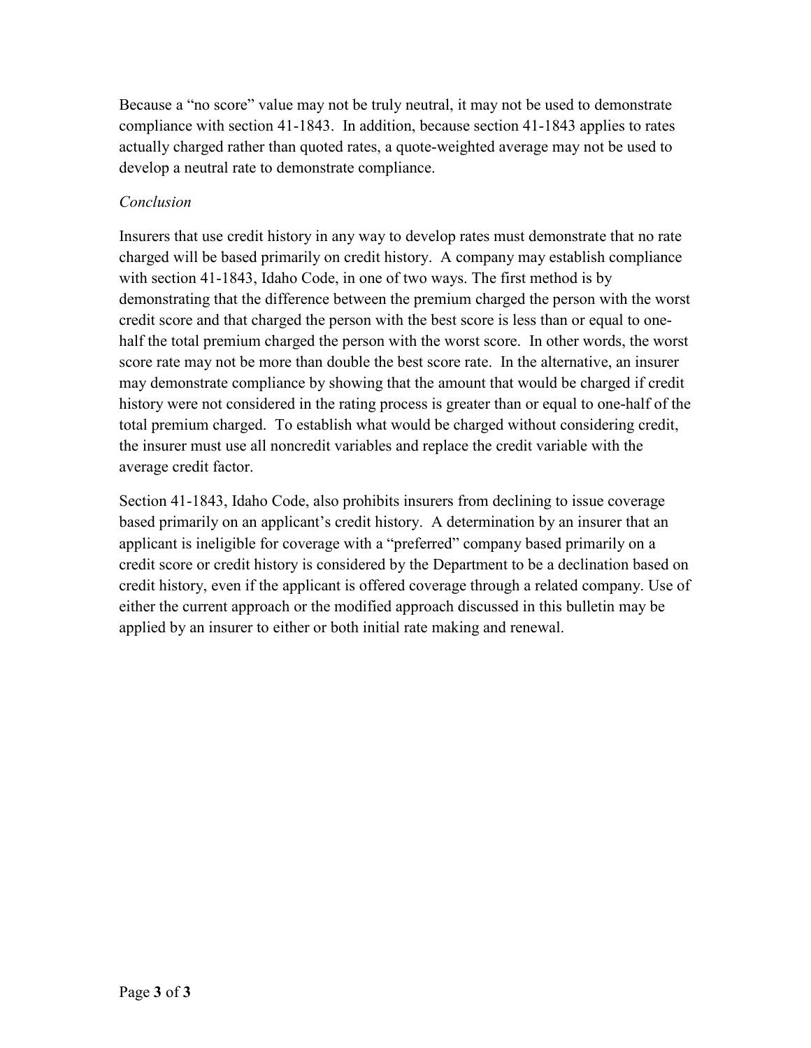Because a "no score" value may not be truly neutral, it may not be used to demonstrate compliance with section 41-1843. In addition, because section 41-1843 applies to rates actually charged rather than quoted rates, a quote-weighted average may not be used to develop a neutral rate to demonstrate compliance.

*Conclusion*

Insurers that use credit history in any way to develop rates must demonstrate that no rate charged will be based primarily on credit history. A company may establish compliance with section 41-1843, Idaho Code, in one of two ways. The first method is by demonstrating that the difference between the premium charged the person with the worst credit score and that charged the person with the best score is less than or equal to one-half the total premium charged the person with the worst score. In other words, the worst score rate may not be more than double the best score rate. In the alternative, an insurer may demonstrate compliance by showing that the amount that would be charged if credit history were not considered in the rating process is greater than or equal to one-half of the total premium charged. To establish what would be charged without considering credit, the insurer must use all noncredit variables and replace the credit variable with the average credit factor.

Section 41-1843, Idaho Code, also prohibits insurers from declining to issue coverage based primarily on an applicant's credit history. A determination by an insurer that an applicant is ineligible for coverage with a "preferred" company based primarily on a credit score or credit history is considered by the Department to be a declination based on credit history, even if the applicant is offered coverage through a related company. Use of either the current approach or the modified approach discussed in this bulletin may be applied by an insurer to either or both initial rate making and renewal.